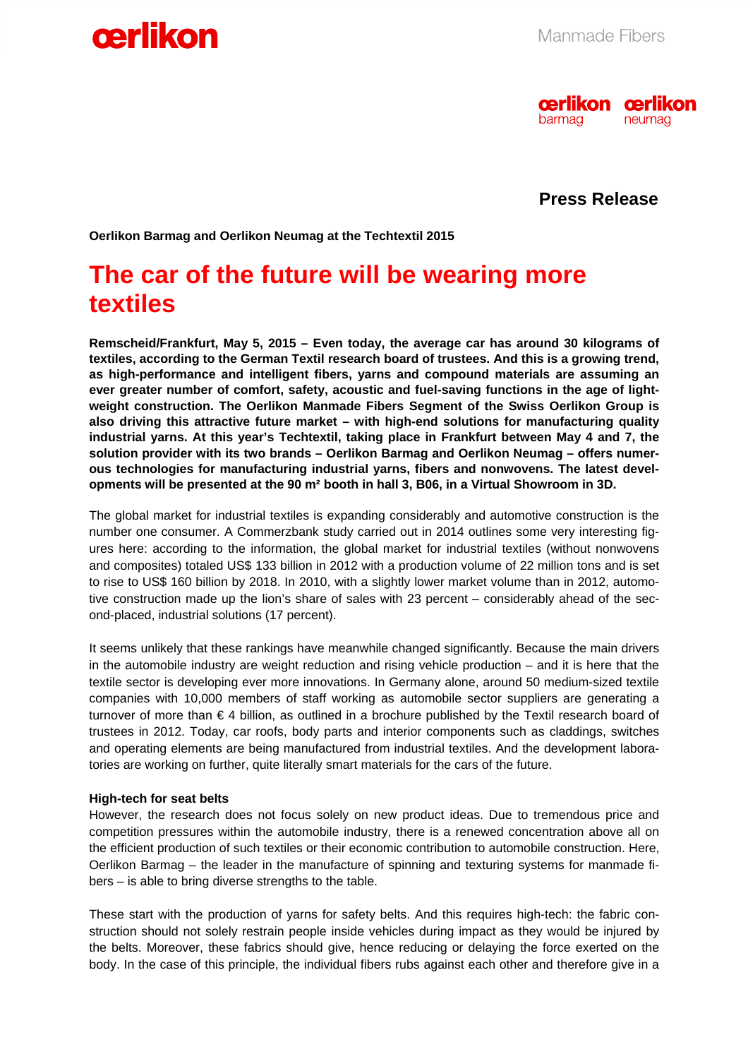Press Release

**Oerlikon Barmag and Oerlikon Neumag at the Techtextil 2015**

# The car of the future will be wearing more textiles

**Remscheid/Frankfurt, May 5, 2015 – Even today, the average car has around 30 kilograms of textiles, according to the German Textil research board of trustees. And this is a growing trend, as high-performance and intelligent fibers, yarns and compound materials are assuming an ever greater number of comfort, safety, acoustic and fuel-saving functions in the age of light-weight construction. The Oerlikon Manmade Fibers Segment of the Swiss Oerlikon Group is also driving this attractive future market – with high-end solutions for manufacturing quality industrial yarns. At this year's Techtextil, taking place in Frankfurt between May 4 and 7, the solution provider with its two brands – Oerlikon Barmag and Oerlikon Neumag – offers numerous technologies for manufacturing industrial yarns, fibers and nonwovens. The latest developments will be presented at the 90 m² booth in hall 3, B06, in a Virtual Showroom in 3D.**

The global market for industrial textiles is expanding considerably and automotive construction is the number one consumer. A Commerzbank study carried out in 2014 outlines some very interesting figures here: according to the information, the global market for industrial textiles (without nonwovens and composites) totaled US$ 133 billion in 2012 with a production volume of 22 million tons and is set to rise to US$ 160 billion by 2018. In 2010, with a slightly lower market volume than in 2012, automotive construction made up the lion's share of sales with 23 percent – considerably ahead of the second-placed, industrial solutions (17 percent).

It seems unlikely that these rankings have meanwhile changed significantly. Because the main drivers in the automobile industry are weight reduction and rising vehicle production – and it is here that the textile sector is developing ever more innovations. In Germany alone, around 50 medium-sized textile companies with 10,000 members of staff working as automobile sector suppliers are generating a turnover of more than € 4 billion, as outlined in a brochure published by the Textil research board of trustees in 2012. Today, car roofs, body parts and interior components such as claddings, switches and operating elements are being manufactured from industrial textiles. And the development laboratories are working on further, quite literally smart materials for the cars of the future.

**High-tech for seat belts**

However, the research does not focus solely on new product ideas. Due to tremendous price and competition pressures within the automobile industry, there is a renewed concentration above all on the efficient production of such textiles or their economic contribution to automobile construction. Here, Oerlikon Barmag – the leader in the manufacture of spinning and texturing systems for manmade fibers – is able to bring diverse strengths to the table.

These start with the production of yarns for safety belts. And this requires high-tech: the fabric construction should not solely restrain people inside vehicles during impact as they would be injured by the belts. Moreover, these fabrics should give, hence reducing or delaying the force exerted on the body. In the case of this principle, the individual fibers rubs against each other and therefore give in a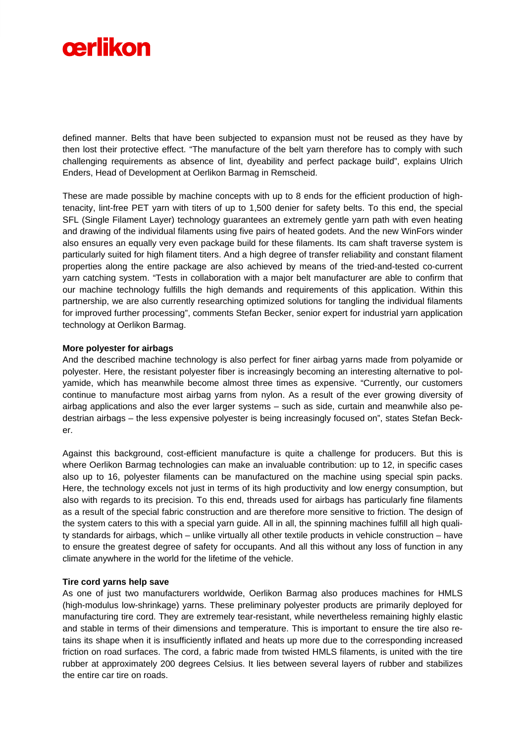defined manner. Belts that have been subjected to expansion must not be reused as they have by then lost their protective effect. “The manufacture of the belt yarn therefore has to comply with such challenging requirements as absence of lint, dyeability and perfect package build”, explains Ulrich Enders, Head of Development at Oerlikon Barmag in Remscheid.

These are made possible by machine concepts with up to 8 ends for the efficient production of high-tenacity, lint-free PET yarn with titers of up to 1,500 denier for safety belts. To this end, the special SFL (Single Filament Layer) technology guarantees an extremely gentle yarn path with even heating and drawing of the individual filaments using five pairs of heated godets. And the new WinFors winder also ensures an equally very even package build for these filaments. Its cam shaft traverse system is particularly suited for high filament titers. And a high degree of transfer reliability and constant filament properties along the entire package are also achieved by means of the tried-and-tested co-current yarn catching system. “Tests in collaboration with a major belt manufacturer are able to confirm that our machine technology fulfills the high demands and requirements of this application. Within this partnership, we are also currently researching optimized solutions for tangling the individual filaments for improved further processing”, comments Stefan Becker, senior expert for industrial yarn application technology at Oerlikon Barmag.

**More polyester for airbags**

And the described machine technology is also perfect for finer airbag yarns made from polyamide or polyester. Here, the resistant polyester fiber is increasingly becoming an interesting alternative to polyamide, which has meanwhile become almost three times as expensive. “Currently, our customers continue to manufacture most airbag yarns from nylon. As a result of the ever growing diversity of airbag applications and also the ever larger systems – such as side, curtain and meanwhile also pedestrian airbags – the less expensive polyester is being increasingly focused on”, states Stefan Becker.

Against this background, cost-efficient manufacture is quite a challenge for producers. But this is where Oerlikon Barmag technologies can make an invaluable contribution: up to 12, in specific cases also up to 16, polyester filaments can be manufactured on the machine using special spin packs. Here, the technology excels not just in terms of its high productivity and low energy consumption, but also with regards to its precision. To this end, threads used for airbags has particularly fine filaments as a result of the special fabric construction and are therefore more sensitive to friction. The design of the system caters to this with a special yarn guide. All in all, the spinning machines fulfill all high quality standards for airbags, which – unlike virtually all other textile products in vehicle construction – have to ensure the greatest degree of safety for occupants. And all this without any loss of function in any climate anywhere in the world for the lifetime of the vehicle.

**Tire cord yarns help save**

As one of just two manufacturers worldwide, Oerlikon Barmag also produces machines for HMLS (high-modulus low-shrinkage) yarns. These preliminary polyester products are primarily deployed for manufacturing tire cord. They are extremely tear-resistant, while nevertheless remaining highly elastic and stable in terms of their dimensions and temperature. This is important to ensure the tire also retains its shape when it is insufficiently inflated and heats up more due to the corresponding increased friction on road surfaces. The cord, a fabric made from twisted HMLS filaments, is united with the tire rubber at approximately 200 degrees Celsius. It lies between several layers of rubber and stabilizes the entire car tire on roads.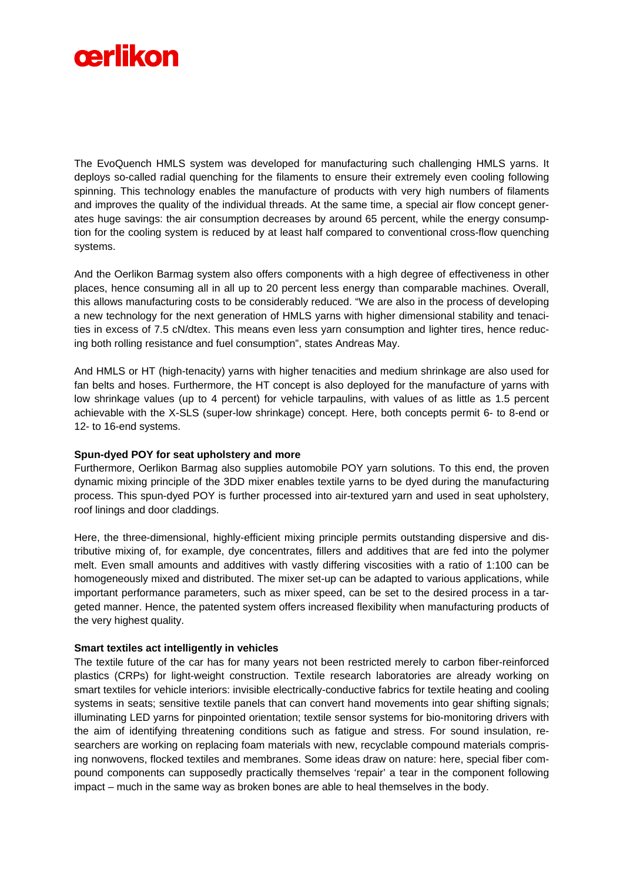The EvoQuench HMLS system was developed for manufacturing such challenging HMLS yarns. It deploys so-called radial quenching for the filaments to ensure their extremely even cooling following spinning. This technology enables the manufacture of products with very high numbers of filaments and improves the quality of the individual threads. At the same time, a special air flow concept generates huge savings: the air consumption decreases by around 65 percent, while the energy consumption for the cooling system is reduced by at least half compared to conventional cross-flow quenching systems.

And the Oerlikon Barmag system also offers components with a high degree of effectiveness in other places, hence consuming all in all up to 20 percent less energy than comparable machines. Overall, this allows manufacturing costs to be considerably reduced. “We are also in the process of developing a new technology for the next generation of HMLS yarns with higher dimensional stability and tenacities in excess of 7.5 cN/dtex. This means even less yarn consumption and lighter tires, hence reducing both rolling resistance and fuel consumption”, states Andreas May.

And HMLS or HT (high-tenacity) yarns with higher tenacities and medium shrinkage are also used for fan belts and hoses. Furthermore, the HT concept is also deployed for the manufacture of yarns with low shrinkage values (up to 4 percent) for vehicle tarpaulins, with values of as little as 1.5 percent achievable with the X-SLS (super-low shrinkage) concept. Here, both concepts permit 6- to 8-end or 12- to 16-end systems.

**Spun-dyed POY for seat upholstery and more**

Furthermore, Oerlikon Barmag also supplies automobile POY yarn solutions. To this end, the proven dynamic mixing principle of the 3DD mixer enables textile yarns to be dyed during the manufacturing process. This spun-dyed POY is further processed into air-textured yarn and used in seat upholstery, roof linings and door claddings.

Here, the three-dimensional, highly-efficient mixing principle permits outstanding dispersive and distributive mixing of, for example, dye concentrates, fillers and additives that are fed into the polymer melt. Even small amounts and additives with vastly differing viscosities with a ratio of 1:100 can be homogeneously mixed and distributed. The mixer set-up can be adapted to various applications, while important performance parameters, such as mixer speed, can be set to the desired process in a targeted manner. Hence, the patented system offers increased flexibility when manufacturing products of the very highest quality.

**Smart textiles act intelligently in vehicles**

The textile future of the car has for many years not been restricted merely to carbon fiber-reinforced plastics (CRPs) for light-weight construction. Textile research laboratories are already working on smart textiles for vehicle interiors: invisible electrically-conductive fabrics for textile heating and cooling systems in seats; sensitive textile panels that can convert hand movements into gear shifting signals; illuminating LED yarns for pinpointed orientation; textile sensor systems for bio-monitoring drivers with the aim of identifying threatening conditions such as fatigue and stress. For sound insulation, researchers are working on replacing foam materials with new, recyclable compound materials comprising nonwovens, flocked textiles and membranes. Some ideas draw on nature: here, special fiber compound components can supposedly practically themselves ‘repair’ a tear in the component following impact – much in the same way as broken bones are able to heal themselves in the body.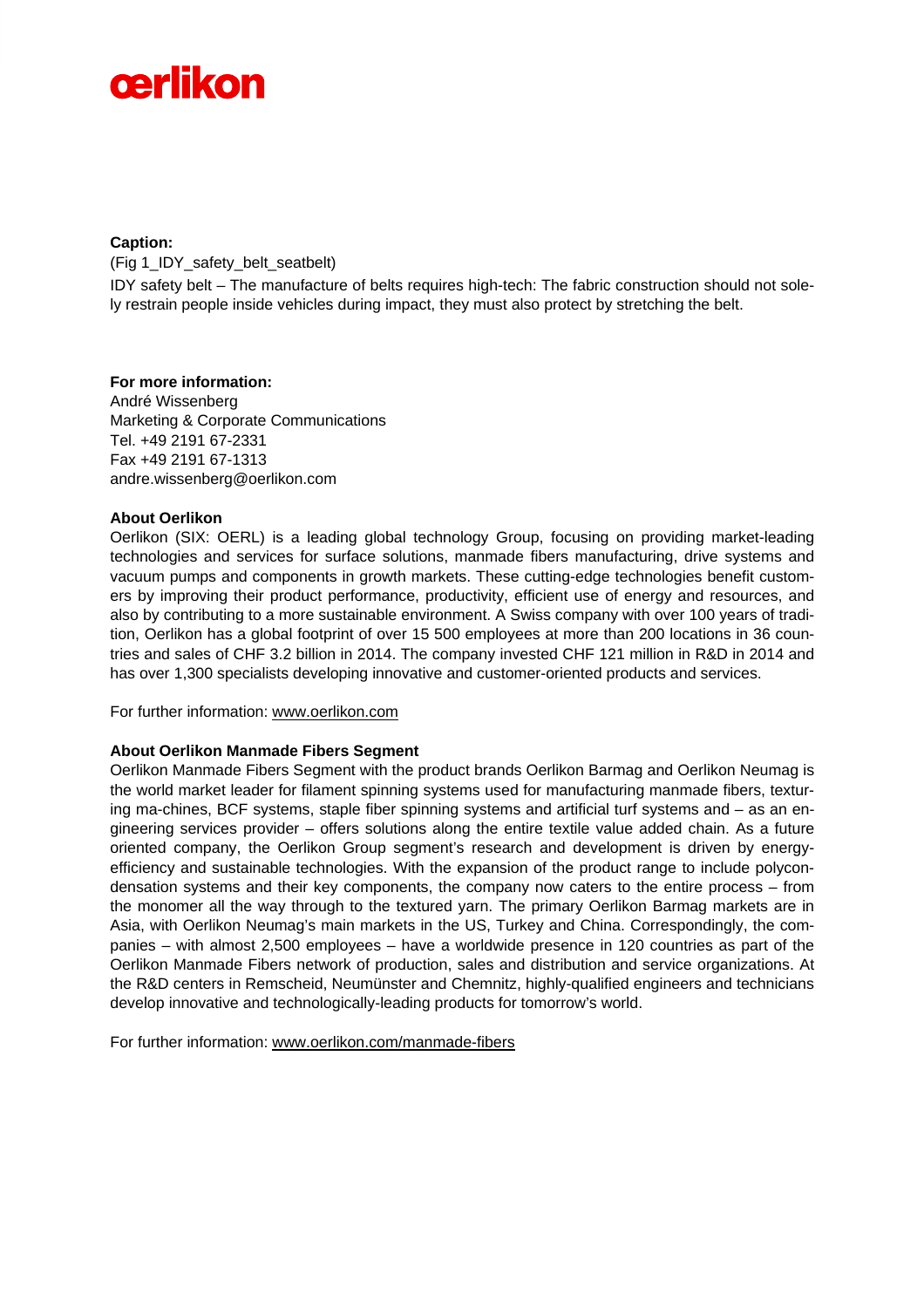**Caption:**

(Fig 1_IDY_safety_belt_seatbelt)

IDY safety belt – The manufacture of belts requires high-tech: The fabric construction should not solely restrain people inside vehicles during impact, they must also protect by stretching the belt.

**For more information:**

André Wissenberg
Marketing & Corporate Communications
Tel. +49 2191 67-2331
Fax +49 2191 67-1313
andre.wissenberg@oerlikon.com

**About Oerlikon**

Oerlikon (SIX: OERL) is a leading global technology Group, focusing on providing market-leading technologies and services for surface solutions, manmade fibers manufacturing, drive systems and vacuum pumps and components in growth markets. These cutting-edge technologies benefit customers by improving their product performance, productivity, efficient use of energy and resources, and also by contributing to a more sustainable environment. A Swiss company with over 100 years of tradition, Oerlikon has a global footprint of over 15 500 employees at more than 200 locations in 36 countries and sales of CHF 3.2 billion in 2014. The company invested CHF 121 million in R&D in 2014 and has over 1,300 specialists developing innovative and customer-oriented products and services.

For further information: www.oerlikon.com

**About Oerlikon Manmade Fibers Segment**

Oerlikon Manmade Fibers Segment with the product brands Oerlikon Barmag and Oerlikon Neumag is the world market leader for filament spinning systems used for manufacturing manmade fibers, texturing ma-chines, BCF systems, staple fiber spinning systems and artificial turf systems and – as an engineering services provider – offers solutions along the entire textile value added chain. As a future oriented company, the Oerlikon Group segment's research and development is driven by energy-efficiency and sustainable technologies. With the expansion of the product range to include polycondensation systems and their key components, the company now caters to the entire process – from the monomer all the way through to the textured yarn. The primary Oerlikon Barmag markets are in Asia, with Oerlikon Neumag's main markets in the US, Turkey and China. Correspondingly, the companies – with almost 2,500 employees – have a worldwide presence in 120 countries as part of the Oerlikon Manmade Fibers network of production, sales and distribution and service organizations. At the R&D centers in Remscheid, Neumünster and Chemnitz, highly-qualified engineers and technicians develop innovative and technologically-leading products for tomorrow's world.

For further information: www.oerlikon.com/manmade-fibers